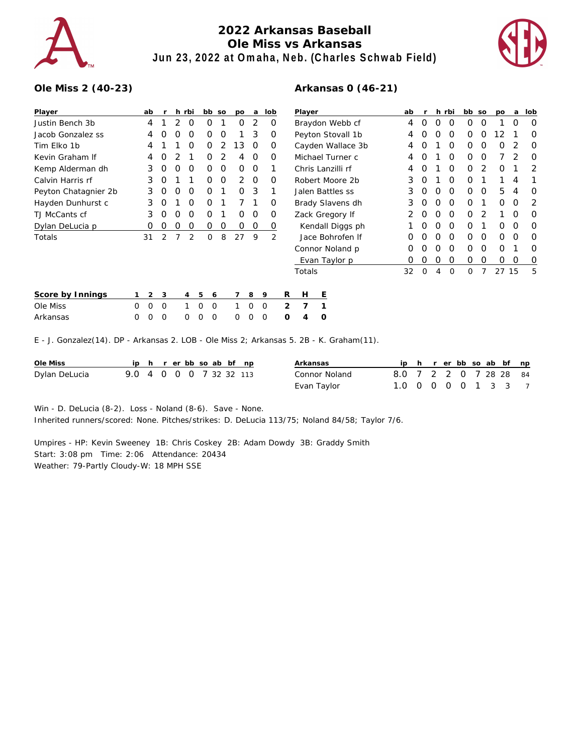# 2022 Arkansas Baseball
## Ole Miss vs Arkansas
### Jun 23, 2022 at Omaha, Neb. (Charles Schwab Field)

**Ole Miss 2 (40-23)**

| Player | ab | r | h | rbi | bb | so | po | a | lob |
|---|---|---|---|---|---|---|---|---|---|
| Justin Bench 3b | 4 | 1 | 2 | 0 | 0 | 1 | 0 | 2 | 0 |
| Jacob Gonzalez ss | 4 | 0 | 0 | 0 | 0 | 0 | 1 | 3 | 0 |
| Tim Elko 1b | 4 | 1 | 1 | 0 | 0 | 2 | 13 | 0 | 0 |
| Kevin Graham lf | 4 | 0 | 2 | 1 | 0 | 2 | 4 | 0 | 0 |
| Kemp Alderman dh | 3 | 0 | 0 | 0 | 0 | 0 | 0 | 0 | 1 |
| Calvin Harris rf | 3 | 0 | 1 | 1 | 0 | 0 | 2 | 0 | 0 |
| Peyton Chatagnier 2b | 3 | 0 | 0 | 0 | 0 | 1 | 0 | 3 | 1 |
| Hayden Dunhurst c | 3 | 0 | 1 | 0 | 0 | 1 | 7 | 1 | 0 |
| TJ McCants cf | 3 | 0 | 0 | 0 | 0 | 1 | 0 | 0 | 0 |
| Dylan DeLucia p | 0 | 0 | 0 | 0 | 0 | 0 | 0 | 0 | 0 |
| Totals | 31 | 2 | 7 | 2 | 0 | 8 | 27 | 9 | 2 |

**Arkansas 0 (46-21)**

| Player | ab | r | h | rbi | bb | so | po | a | lob |
|---|---|---|---|---|---|---|---|---|---|
| Braydon Webb cf | 4 | 0 | 0 | 0 | 0 | 0 | 1 | 0 | 0 |
| Peyton Stovall 1b | 4 | 0 | 0 | 0 | 0 | 0 | 12 | 1 | 0 |
| Cayden Wallace 3b | 4 | 0 | 1 | 0 | 0 | 0 | 0 | 2 | 0 |
| Michael Turner c | 4 | 0 | 1 | 0 | 0 | 0 | 7 | 2 | 0 |
| Chris Lanzilli rf | 4 | 0 | 1 | 0 | 0 | 2 | 0 | 1 | 2 |
| Robert Moore 2b | 3 | 0 | 1 | 0 | 0 | 1 | 1 | 4 | 1 |
| Jalen Battles ss | 3 | 0 | 0 | 0 | 0 | 0 | 5 | 4 | 0 |
| Brady Slavens dh | 3 | 0 | 0 | 0 | 0 | 1 | 0 | 0 | 2 |
| Zack Gregory lf | 2 | 0 | 0 | 0 | 0 | 2 | 1 | 0 | 0 |
| Kendall Diggs ph | 1 | 0 | 0 | 0 | 0 | 1 | 0 | 0 | 0 |
| Jace Bohrofen lf | 0 | 0 | 0 | 0 | 0 | 0 | 0 | 0 | 0 |
| Connor Noland p | 0 | 0 | 0 | 0 | 0 | 0 | 0 | 1 | 0 |
| Evan Taylor p | 0 | 0 | 0 | 0 | 0 | 0 | 0 | 0 | 0 |
| Totals | 32 | 0 | 4 | 0 | 0 | 7 | 27 | 15 | 5 |

| Score by Innings | 1 | 2 | 3 | 4 | 5 | 6 | 7 | 8 | 9 | R | H | E |
|---|---|---|---|---|---|---|---|---|---|---|---|---|
| Ole Miss | 0 | 0 | 0 | 1 | 0 | 0 | 1 | 0 | 0 | 2 | 7 | 1 |
| Arkansas | 0 | 0 | 0 | 0 | 0 | 0 | 0 | 0 | 0 | 0 | 4 | 0 |

E - J. Gonzalez(14). DP - Arkansas 2. LOB - Ole Miss 2; Arkansas 5. 2B - K. Graham(11).

| Ole Miss | ip | h | r | er | bb | so | ab | bf | np |
|---|---|---|---|---|---|---|---|---|---|
| Dylan DeLucia | 9.0 | 4 | 0 | 0 | 0 | 7 | 32 | 32 | 113 |

| Arkansas | ip | h | r | er | bb | so | ab | bf | np |
|---|---|---|---|---|---|---|---|---|---|
| Connor Noland | 8.0 | 7 | 2 | 2 | 0 | 7 | 28 | 28 | 84 |
| Evan Taylor | 1.0 | 0 | 0 | 0 | 0 | 1 | 3 | 3 | 7 |

Win - D. DeLucia (8-2). Loss - Noland (8-6). Save - None.
Inherited runners/scored: None. Pitches/strikes: D. DeLucia 113/75; Noland 84/58; Taylor 7/6.

Umpires - HP: Kevin Sweeney 1B: Chris Coskey 2B: Adam Dowdy 3B: Graddy Smith
Start: 3:08 pm Time: 2:06 Attendance: 20434
Weather: 79-Partly Cloudy-W: 18 MPH SSE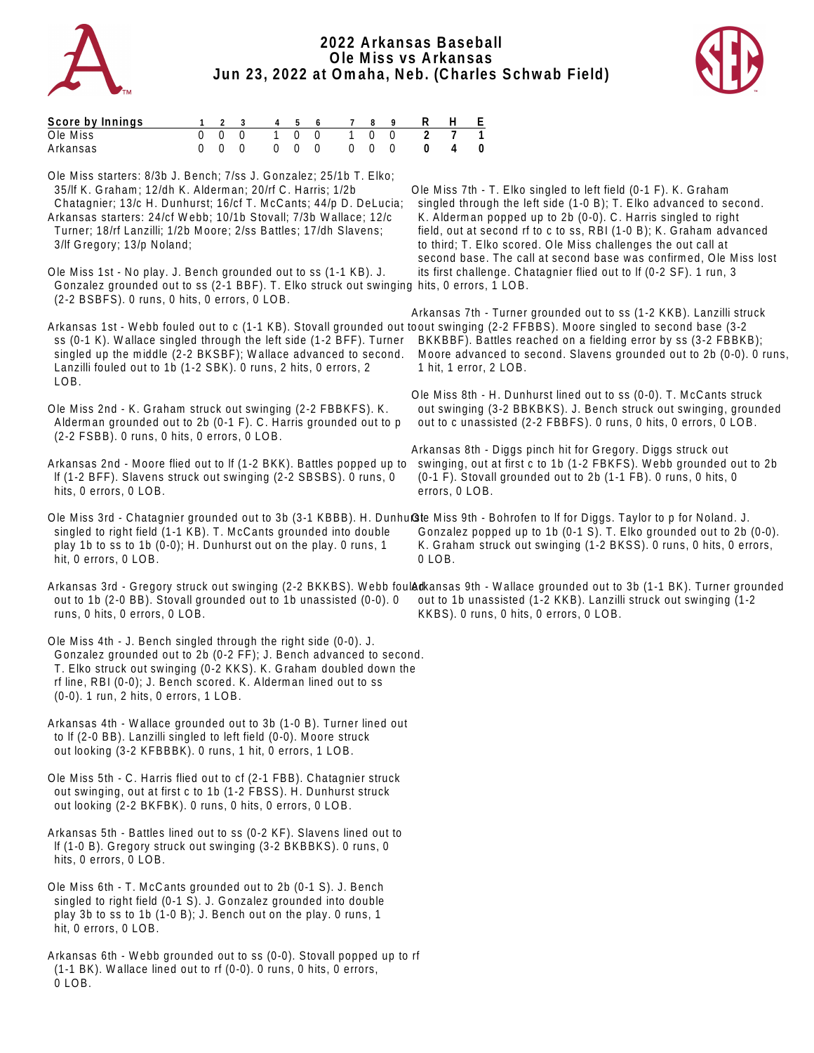# 2022 Arkansas Baseball
## Ole Miss vs Arkansas
## Jun 23, 2022 at Omaha, Neb. (Charles Schwab Field)

| Score by Innings | 1 | 2 | 3 | 4 | 5 | 6 | 7 | 8 | 9 | R | H | E |
|---|---|---|---|---|---|---|---|---|---|---|---|---|
| Ole Miss | 0 | 0 | 0 | 1 | 0 | 0 | 1 | 0 | 0 | **2** | **7** | **1** |
| Arkansas | 0 | 0 | 0 | 0 | 0 | 0 | 0 | 0 | 0 | **0** | **4** | **0** |

Ole Miss starters: 8/3b J. Bench; 7/ss J. Gonzalez; 25/1b T. Elko; 35/lf K. Graham; 12/dh K. Alderman; 20/rf C. Harris; 1/2b Chatagnier; 13/c H. Dunhurst; 16/cf T. McCants; 44/p D. DeLucia;
Arkansas starters: 24/cf Webb; 10/1b Stovall; 7/3b Wallace; 12/c Turner; 18/rf Lanzilli; 1/2b Moore; 2/ss Battles; 17/dh Slavens; 3/lf Gregory; 13/p Noland;

Ole Miss 1st - No play. J. Bench grounded out to ss (1-1 KB). J. Gonzalez grounded out to ss (2-1 BBF). T. Elko struck out swinging (2-2 BSBFS). 0 runs, 0 hits, 0 errors, 0 LOB.

Arkansas 1st - Webb fouled out to c (1-1 KB). Stovall grounded out to ss (0-1 K). Wallace singled through the left side (1-2 BFF). Turner singled up the middle (2-2 BKSBF); Wallace advanced to second. Lanzilli fouled out to 1b (1-2 SBK). 0 runs, 2 hits, 0 errors, 2 LOB.

Ole Miss 2nd - K. Graham struck out swinging (2-2 FBBKFS). K. Alderman grounded out to 2b (0-1 F). C. Harris grounded out to p (2-2 FSBB). 0 runs, 0 hits, 0 errors, 0 LOB.

Arkansas 2nd - Moore flied out to lf (1-2 BKK). Battles popped up to lf (1-2 BFF). Slavens struck out swinging (2-2 SBSBS). 0 runs, 0 hits, 0 errors, 0 LOB.

Ole Miss 3rd - Chatagnier grounded out to 3b (3-1 KBBB). H. Dunhurst singled to right field (1-1 KB). T. McCants grounded into double play 1b to ss to 1b (0-0); H. Dunhurst out on the play. 0 runs, 1 hit, 0 errors, 0 LOB.

Arkansas 3rd - Gregory struck out swinging (2-2 BKKBS). Webb fouled out to 1b (2-0 BB). Stovall grounded out to 1b unassisted (0-0). 0 runs, 0 hits, 0 errors, 0 LOB.

Ole Miss 4th - J. Bench singled through the right side (0-0). J. Gonzalez grounded out to 2b (0-2 FF); J. Bench advanced to second. T. Elko struck out swinging (0-2 KKS). K. Graham doubled down the rf line, RBI (0-0); J. Bench scored. K. Alderman lined out to ss (0-0). 1 run, 2 hits, 0 errors, 1 LOB.

Arkansas 4th - Wallace grounded out to 3b (1-0 B). Turner lined out to lf (2-0 BB). Lanzilli singled to left field (0-0). Moore struck out looking (3-2 KFBBBK). 0 runs, 1 hit, 0 errors, 1 LOB.

Ole Miss 5th - C. Harris flied out to cf (2-1 FBB). Chatagnier struck out swinging, out at first c to 1b (1-2 FBSS). H. Dunhurst struck out looking (2-2 BKFBK). 0 runs, 0 hits, 0 errors, 0 LOB.

Arkansas 5th - Battles lined out to ss (0-2 KF). Slavens lined out to lf (1-0 B). Gregory struck out swinging (3-2 BKBBKS). 0 runs, 0 hits, 0 errors, 0 LOB.

Ole Miss 6th - T. McCants grounded out to 2b (0-1 S). J. Bench singled to right field (0-1 S). J. Gonzalez grounded into double play 3b to ss to 1b (1-0 B); J. Bench out on the play. 0 runs, 1 hit, 0 errors, 0 LOB.

Arkansas 6th - Webb grounded out to ss (0-0). Stovall popped up to rf (1-1 BK). Wallace lined out to rf (0-0). 0 runs, 0 hits, 0 errors, 0 LOB.

Ole Miss 7th - T. Elko singled to left field (0-1 F). K. Graham singled through the left side (1-0 B); T. Elko advanced to second. K. Alderman popped up to 2b (0-0). C. Harris singled to right field, out at second rf to c to ss, RBI (1-0 B); K. Graham advanced to third; T. Elko scored. Ole Miss challenges the out call at second base. The call at second base was confirmed, Ole Miss lost its first challenge. Chatagnier flied out to lf (0-2 SF). 1 run, 3 hits, 0 errors, 1 LOB.

Arkansas 7th - Turner grounded out to ss (1-2 KKB). Lanzilli struck out swinging (2-2 FFBBS). Moore singled to second base (3-2 BKKBBF). Battles reached on a fielding error by ss (3-2 FBBKB); Moore advanced to second. Slavens grounded out to 2b (0-0). 0 runs, 1 hit, 1 error, 2 LOB.

Ole Miss 8th - H. Dunhurst lined out to ss (0-0). T. McCants struck out swinging (3-2 BBKBKS). J. Bench struck out swinging, grounded out to c unassisted (2-2 FBBFS). 0 runs, 0 hits, 0 errors, 0 LOB.

Arkansas 8th - Diggs pinch hit for Gregory. Diggs struck out swinging, out at first c to 1b (1-2 FBKFS). Webb grounded out to 2b (0-1 F). Stovall grounded out to 2b (1-1 FB). 0 runs, 0 hits, 0 errors, 0 LOB.

Ole Miss 9th - Bohrofen to lf for Diggs. Taylor to p for Noland. J. Gonzalez popped up to 1b (0-1 S). T. Elko grounded out to 2b (0-0). K. Graham struck out swinging (1-2 BKSS). 0 runs, 0 hits, 0 errors, 0 LOB.

Arkansas 9th - Wallace grounded out to 3b (1-1 BK). Turner grounded out to 1b unassisted (1-2 KKB). Lanzilli struck out swinging (1-2 KKBS). 0 runs, 0 hits, 0 errors, 0 LOB.